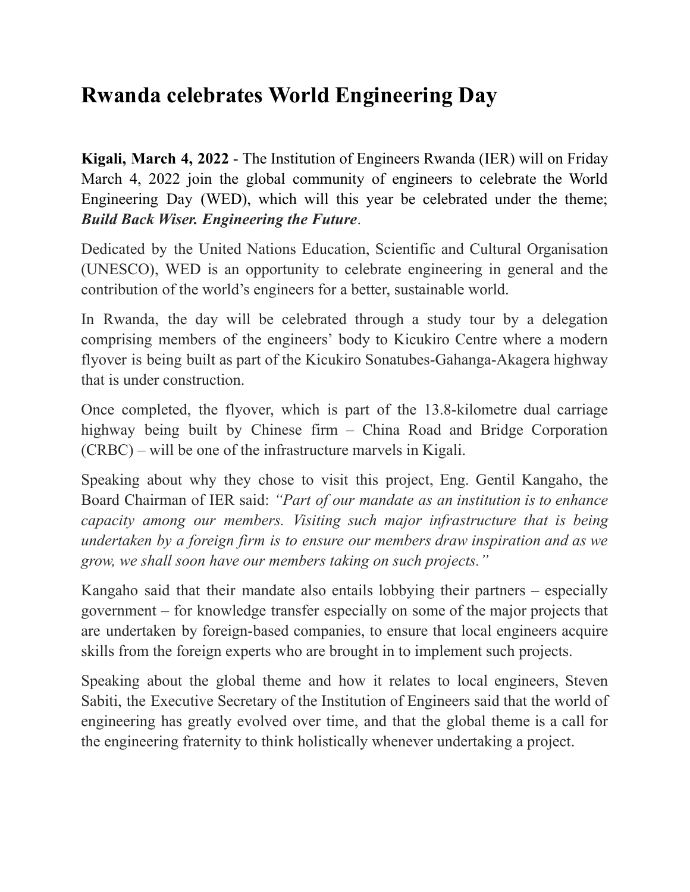# Rwanda celebrates World Engineering Day

**Kigali, March 4, 2022** - The Institution of Engineers Rwanda (IER) will on Friday March 4, 2022 join the global community of engineers to celebrate the World Engineering Day (WED), which will this year be celebrated under the theme; ***Build Back Wiser. Engineering the Future***.

Dedicated by the United Nations Education, Scientific and Cultural Organisation (UNESCO), WED is an opportunity to celebrate engineering in general and the contribution of the world's engineers for a better, sustainable world.

In Rwanda, the day will be celebrated through a study tour by a delegation comprising members of the engineers' body to Kicukiro Centre where a modern flyover is being built as part of the Kicukiro Sonatubes-Gahanga-Akagera highway that is under construction.

Once completed, the flyover, which is part of the 13.8-kilometre dual carriage highway being built by Chinese firm – China Road and Bridge Corporation (CRBC) – will be one of the infrastructure marvels in Kigali.

Speaking about why they chose to visit this project, Eng. Gentil Kangaho, the Board Chairman of IER said: *"Part of our mandate as an institution is to enhance capacity among our members. Visiting such major infrastructure that is being undertaken by a foreign firm is to ensure our members draw inspiration and as we grow, we shall soon have our members taking on such projects."*

Kangaho said that their mandate also entails lobbying their partners – especially government – for knowledge transfer especially on some of the major projects that are undertaken by foreign-based companies, to ensure that local engineers acquire skills from the foreign experts who are brought in to implement such projects.

Speaking about the global theme and how it relates to local engineers, Steven Sabiti, the Executive Secretary of the Institution of Engineers said that the world of engineering has greatly evolved over time, and that the global theme is a call for the engineering fraternity to think holistically whenever undertaking a project.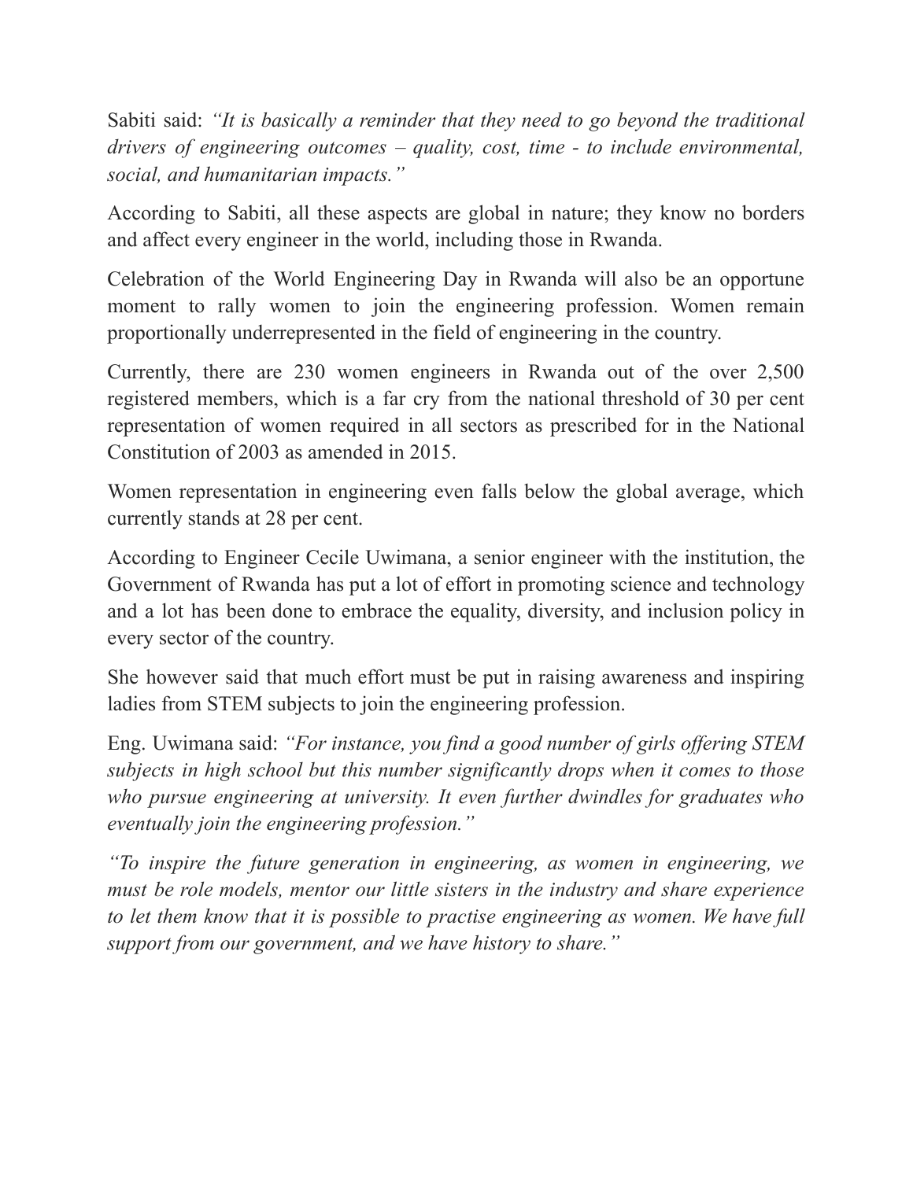Sabiti said: *"It is basically a reminder that they need to go beyond the traditional drivers of engineering outcomes – quality, cost, time - to include environmental, social, and humanitarian impacts."*

According to Sabiti, all these aspects are global in nature; they know no borders and affect every engineer in the world, including those in Rwanda.

Celebration of the World Engineering Day in Rwanda will also be an opportune moment to rally women to join the engineering profession. Women remain proportionally underrepresented in the field of engineering in the country.

Currently, there are 230 women engineers in Rwanda out of the over 2,500 registered members, which is a far cry from the national threshold of 30 per cent representation of women required in all sectors as prescribed for in the National Constitution of 2003 as amended in 2015.

Women representation in engineering even falls below the global average, which currently stands at 28 per cent.

According to Engineer Cecile Uwimana, a senior engineer with the institution, the Government of Rwanda has put a lot of effort in promoting science and technology and a lot has been done to embrace the equality, diversity, and inclusion policy in every sector of the country.

She however said that much effort must be put in raising awareness and inspiring ladies from STEM subjects to join the engineering profession.

Eng. Uwimana said: *"For instance, you find a good number of girls offering STEM subjects in high school but this number significantly drops when it comes to those who pursue engineering at university. It even further dwindles for graduates who eventually join the engineering profession."*

*"To inspire the future generation in engineering, as women in engineering, we must be role models, mentor our little sisters in the industry and share experience to let them know that it is possible to practise engineering as women. We have full support from our government, and we have history to share."*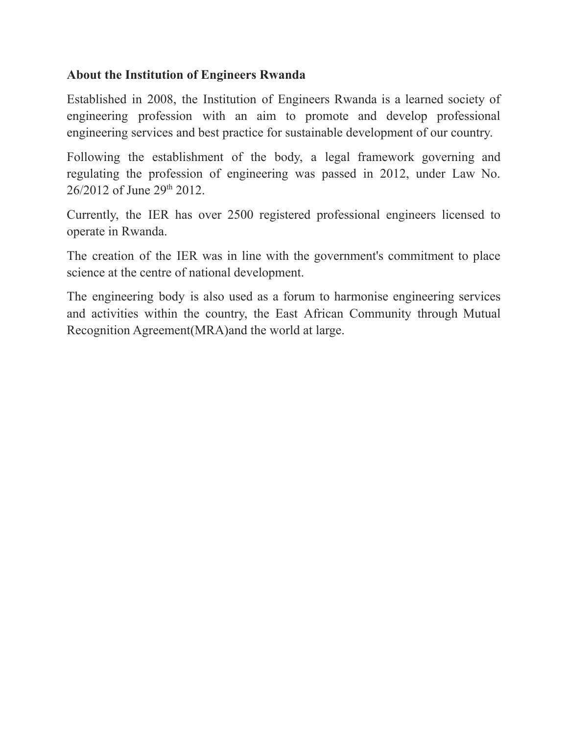**About the Institution of Engineers Rwanda**

Established in 2008, the Institution of Engineers Rwanda is a learned society of engineering profession with an aim to promote and develop professional engineering services and best practice for sustainable development of our country.

Following the establishment of the body, a legal framework governing and regulating the profession of engineering was passed in 2012, under Law No. 26/2012 of June 29th 2012.

Currently, the IER has over 2500 registered professional engineers licensed to operate in Rwanda.

The creation of the IER was in line with the government's commitment to place science at the centre of national development.

The engineering body is also used as a forum to harmonise engineering services and activities within the country, the East African Community through Mutual Recognition Agreement(MRA)and the world at large.